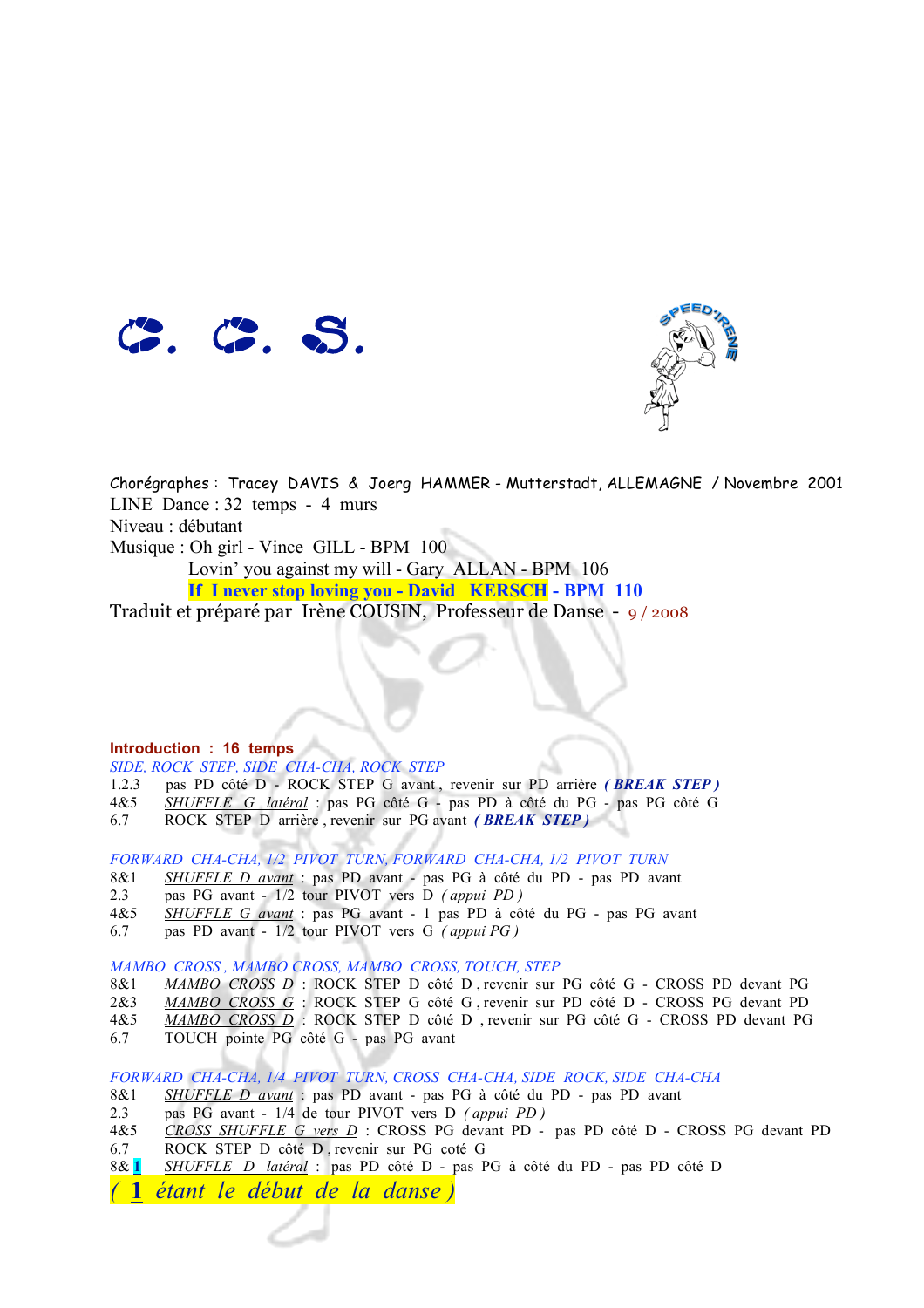# C. C. S.

Chorégraphes : Tracey DAVIS & Joerg HAMMER - Mutterstadt, ALLEMAGNE / Novembre 2001
LINE Dance : 32 temps - 4 murs
Niveau : débutant
Musique : Oh girl - Vince GILL - BPM 100
Lovin' you against my will - Gary ALLAN - BPM 106
**If I never stop loving you - David KERSCH - BPM 110**
Traduit et préparé par Irène COUSIN, Professeur de Danse - 9 / 2008

**Introduction : 16 temps**

*SIDE, ROCK STEP, SIDE CHA-CHA, ROCK STEP*

1.2.3 pas PD côté D - ROCK STEP G avant, revenir sur PD arrière ***( BREAK STEP )***
4&5 *SHUFFLE G latéral* : pas PG côté G - pas PD à côté du PG - pas PG côté G
6.7 ROCK STEP D arrière, revenir sur PG avant ***( BREAK STEP )***

*FORWARD CHA-CHA, 1/2 PIVOT TURN, FORWARD CHA-CHA, 1/2 PIVOT TURN*

8&1 *SHUFFLE D avant* : pas PD avant - pas PG à côté du PD - pas PD avant
2.3 pas PG avant - 1/2 tour PIVOT vers D *( appui PD )*
4&5 *SHUFFLE G avant* : pas PG avant - 1 pas PD à côté du PG - pas PG avant
6.7 pas PD avant - 1/2 tour PIVOT vers G *( appui PG )*

*MAMBO CROSS, MAMBO CROSS, MAMBO CROSS, TOUCH, STEP*

8&1 *MAMBO CROSS D* : ROCK STEP D côté D, revenir sur PG côté G - CROSS PD devant PG
2&3 *MAMBO CROSS G* : ROCK STEP G côté G, revenir sur PD côté D - CROSS PG devant PD
4&5 *MAMBO CROSS D* : ROCK STEP D côté D, revenir sur PG côté G - CROSS PD devant PG
6.7 TOUCH pointe PG côté G - pas PG avant

*FORWARD CHA-CHA, 1/4 PIVOT TURN, CROSS CHA-CHA, SIDE ROCK, SIDE CHA-CHA*

8&1 *SHUFFLE D avant* : pas PD avant - pas PG à côté du PD - pas PD avant
2.3 pas PG avant - 1/4 de tour PIVOT vers D *( appui PD )*
4&5 *CROSS SHUFFLE G vers D* : CROSS PG devant PD - pas PD côté D - CROSS PG devant PD
6.7 ROCK STEP D côté D, revenir sur PG coté G
8& **1** *SHUFFLE D latéral* : pas PD côté D - pas PG à côté du PD - pas PD côté D

*( **1** étant le début de la danse )*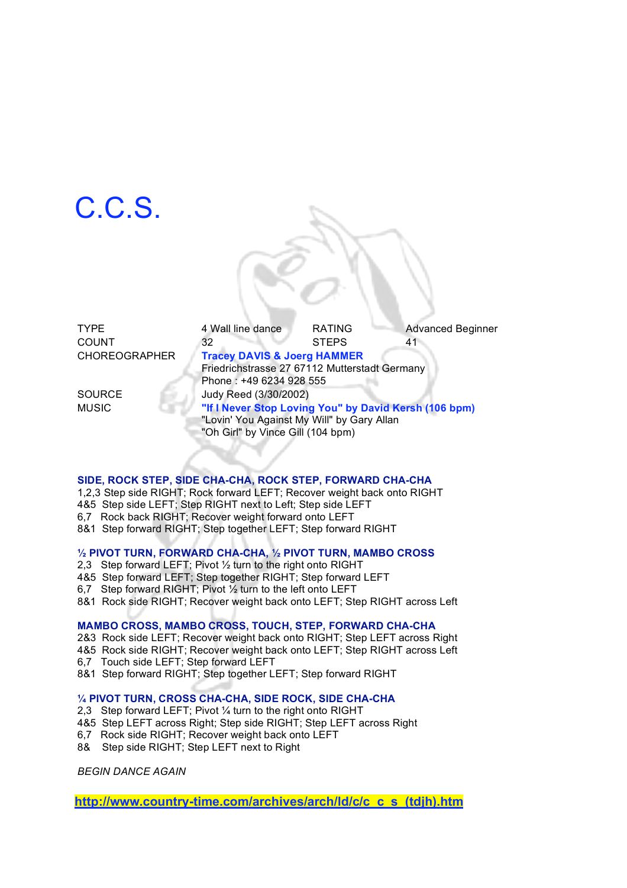# C.C.S.

| | | | |
|---|---|---|---|
| TYPE | 4 Wall line dance | RATING | Advanced Beginner |
| COUNT | 32 | STEPS | 41 |
| CHOREOGRAPHER | **Tracey DAVIS & Joerg HAMMER**<br>Friedrichstrasse 27 67112 Mutterstadt Germany<br>Phone : +49 6234 928 555 | | |
| SOURCE | Judy Reed (3/30/2002) | | |
| MUSIC | **"If I Never Stop Loving You" by David Kersh (106 bpm)**<br>"Lovin' You Against My Will" by Gary Allan<br>"Oh Girl" by Vince Gill (104 bpm) | | |

**SIDE, ROCK STEP, SIDE CHA-CHA, ROCK STEP, FORWARD CHA-CHA**

1,2,3 Step side RIGHT; Rock forward LEFT; Recover weight back onto RIGHT
4&5 Step side LEFT; Step RIGHT next to Left; Step side LEFT
6,7 Rock back RIGHT; Recover weight forward onto LEFT
8&1 Step forward RIGHT; Step together LEFT; Step forward RIGHT

**½ PIVOT TURN, FORWARD CHA-CHA, ½ PIVOT TURN, MAMBO CROSS**

2,3 Step forward LEFT; Pivot ½ turn to the right onto RIGHT
4&5 Step forward LEFT; Step together RIGHT; Step forward LEFT
6,7 Step forward RIGHT; Pivot ½ turn to the left onto LEFT
8&1 Rock side RIGHT; Recover weight back onto LEFT; Step RIGHT across Left

**MAMBO CROSS, MAMBO CROSS, TOUCH, STEP, FORWARD CHA-CHA**

2&3 Rock side LEFT; Recover weight back onto RIGHT; Step LEFT across Right
4&5 Rock side RIGHT; Recover weight back onto LEFT; Step RIGHT across Left
6,7 Touch side LEFT; Step forward LEFT
8&1 Step forward RIGHT; Step together LEFT; Step forward RIGHT

**¼ PIVOT TURN, CROSS CHA-CHA, SIDE ROCK, SIDE CHA-CHA**

2,3 Step forward LEFT; Pivot ¼ turn to the right onto RIGHT
4&5 Step LEFT across Right; Step side RIGHT; Step LEFT across Right
6,7 Rock side RIGHT; Recover weight back onto LEFT
8& Step side RIGHT; Step LEFT next to Right

*BEGIN DANCE AGAIN*

**http://www.country-time.com/archives/arch/ld/c/c_c_s_(tdjh).htm**